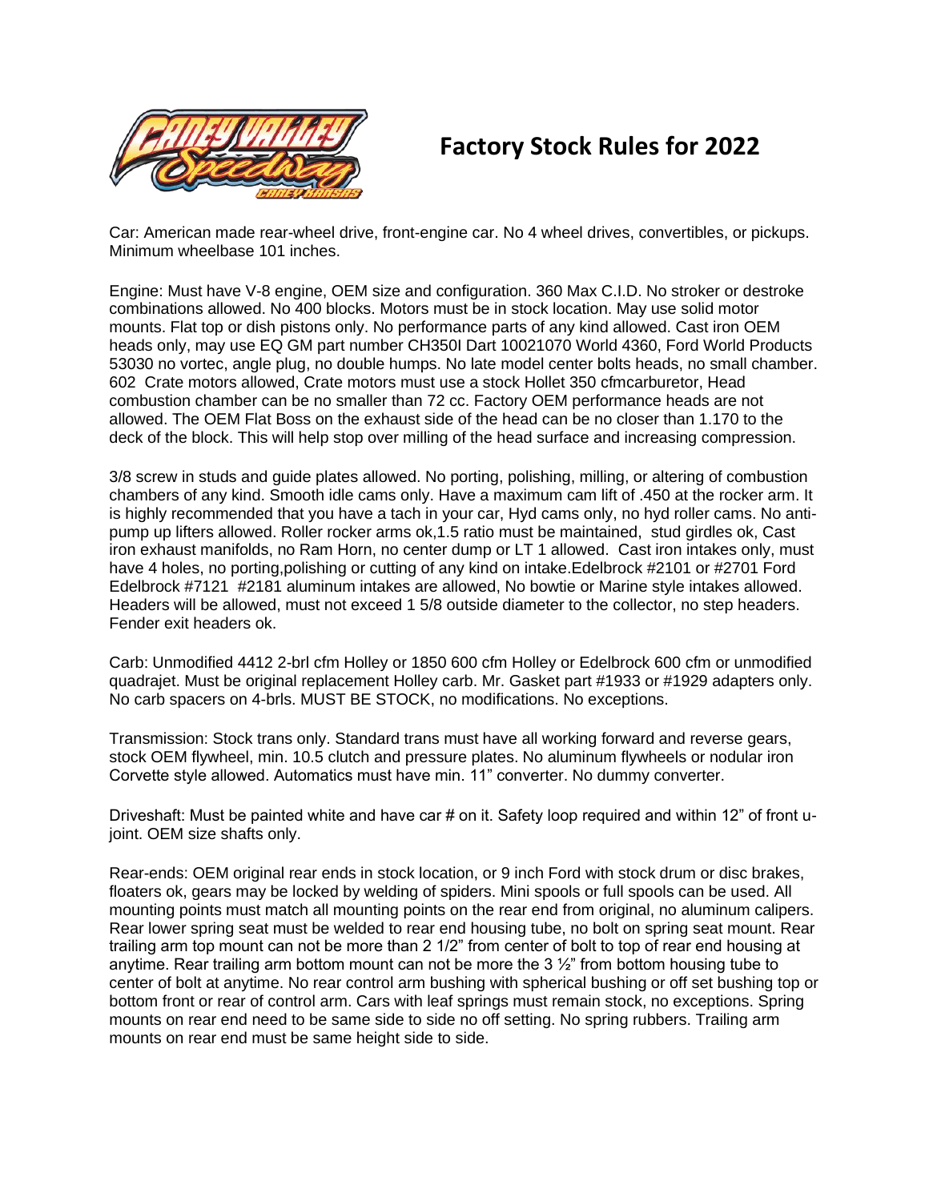# Factory Stock Rules for 2022

Car: American made rear-wheel drive, front-engine car. No 4 wheel drives, convertibles, or pickups. Minimum wheelbase 101 inches.

Engine: Must have V-8 engine, OEM size and configuration. 360 Max C.I.D. No stroker or destroke combinations allowed. No 400 blocks. Motors must be in stock location. May use solid motor mounts. Flat top or dish pistons only. No performance parts of any kind allowed. Cast iron OEM heads only, may use EQ GM part number CH350I Dart 10021070 World 4360, Ford World Products 53030 no vortec, angle plug, no double humps. No late model center bolts heads, no small chamber. 602 Crate motors allowed, Crate motors must use a stock Hollet 350 cfmcarburetor, Head combustion chamber can be no smaller than 72 cc. Factory OEM performance heads are not allowed. The OEM Flat Boss on the exhaust side of the head can be no closer than 1.170 to the deck of the block. This will help stop over milling of the head surface and increasing compression.

3/8 screw in studs and guide plates allowed. No porting, polishing, milling, or altering of combustion chambers of any kind. Smooth idle cams only. Have a maximum cam lift of .450 at the rocker arm. It is highly recommended that you have a tach in your car, Hyd cams only, no hyd roller cams. No anti-pump up lifters allowed. Roller rocker arms ok,1.5 ratio must be maintained, stud girdles ok, Cast iron exhaust manifolds, no Ram Horn, no center dump or LT 1 allowed. Cast iron intakes only, must have 4 holes, no porting,polishing or cutting of any kind on intake.Edelbrock #2101 or #2701 Ford Edelbrock #7121 #2181 aluminum intakes are allowed, No bowtie or Marine style intakes allowed. Headers will be allowed, must not exceed 1 5/8 outside diameter to the collector, no step headers. Fender exit headers ok.

Carb: Unmodified 4412 2-brl cfm Holley or 1850 600 cfm Holley or Edelbrock 600 cfm or unmodified quadrajet. Must be original replacement Holley carb. Mr. Gasket part #1933 or #1929 adapters only. No carb spacers on 4-brls. MUST BE STOCK, no modifications. No exceptions.

Transmission: Stock trans only. Standard trans must have all working forward and reverse gears, stock OEM flywheel, min. 10.5 clutch and pressure plates. No aluminum flywheels or nodular iron Corvette style allowed. Automatics must have min. 11" converter. No dummy converter.

Driveshaft: Must be painted white and have car # on it. Safety loop required and within 12" of front u-joint. OEM size shafts only.

Rear-ends: OEM original rear ends in stock location, or 9 inch Ford with stock drum or disc brakes, floaters ok, gears may be locked by welding of spiders. Mini spools or full spools can be used. All mounting points must match all mounting points on the rear end from original, no aluminum calipers. Rear lower spring seat must be welded to rear end housing tube, no bolt on spring seat mount. Rear trailing arm top mount can not be more than 2 1/2" from center of bolt to top of rear end housing at anytime. Rear trailing arm bottom mount can not be more the 3 ½" from bottom housing tube to center of bolt at anytime. No rear control arm bushing with spherical bushing or off set bushing top or bottom front or rear of control arm. Cars with leaf springs must remain stock, no exceptions. Spring mounts on rear end need to be same side to side no off setting. No spring rubbers. Trailing arm mounts on rear end must be same height side to side.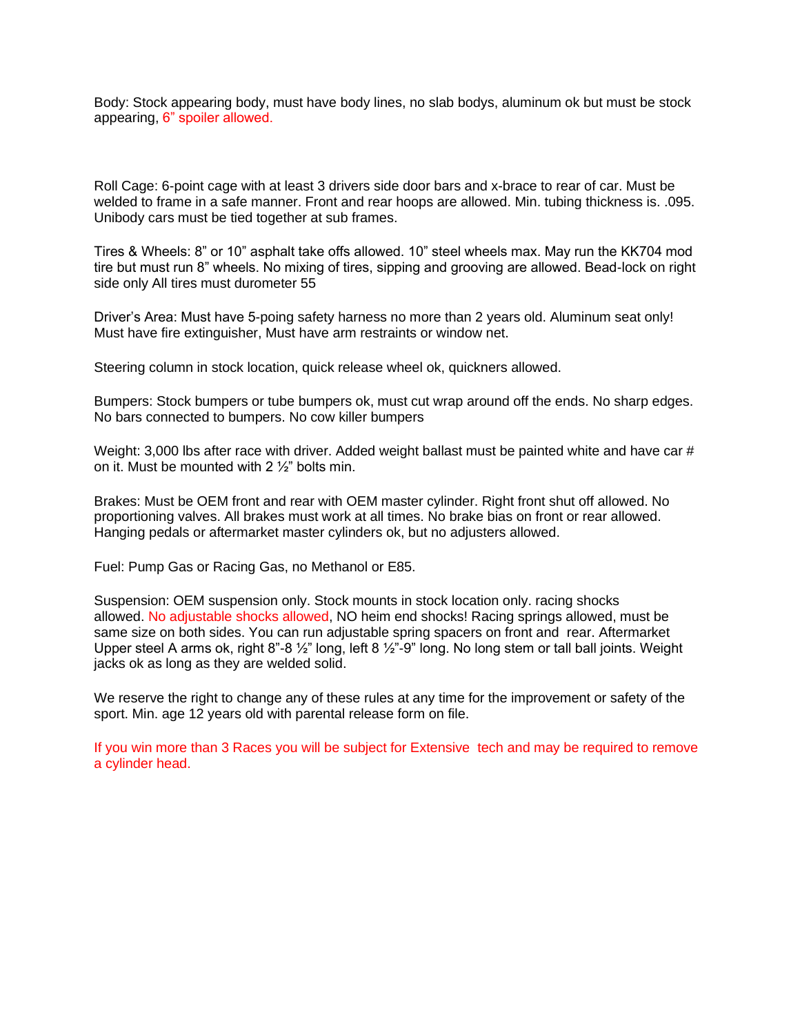Body: Stock appearing body, must have body lines, no slab bodys, aluminum ok but must be stock appearing, 6" spoiler allowed.

Roll Cage: 6-point cage with at least 3 drivers side door bars and x-brace to rear of car. Must be welded to frame in a safe manner. Front and rear hoops are allowed. Min. tubing thickness is. .095. Unibody cars must be tied together at sub frames.

Tires & Wheels: 8" or 10" asphalt take offs allowed. 10" steel wheels max. May run the KK704 mod tire but must run 8" wheels. No mixing of tires, sipping and grooving are allowed. Bead-lock on right side only All tires must durometer 55

Driver's Area: Must have 5-poing safety harness no more than 2 years old. Aluminum seat only! Must have fire extinguisher, Must have arm restraints or window net.

Steering column in stock location, quick release wheel ok, quickners allowed.

Bumpers: Stock bumpers or tube bumpers ok, must cut wrap around off the ends. No sharp edges. No bars connected to bumpers. No cow killer bumpers

Weight: 3,000 lbs after race with driver. Added weight ballast must be painted white and have car # on it. Must be mounted with 2 ½" bolts min.

Brakes: Must be OEM front and rear with OEM master cylinder. Right front shut off allowed. No proportioning valves. All brakes must work at all times. No brake bias on front or rear allowed. Hanging pedals or aftermarket master cylinders ok, but no adjusters allowed.

Fuel: Pump Gas or Racing Gas, no Methanol or E85.

Suspension: OEM suspension only. Stock mounts in stock location only. racing shocks allowed. No adjustable shocks allowed, NO heim end shocks! Racing springs allowed, must be same size on both sides. You can run adjustable spring spacers on front and rear. Aftermarket Upper steel A arms ok, right 8"-8 ½" long, left 8 ½"-9" long. No long stem or tall ball joints. Weight jacks ok as long as they are welded solid.

We reserve the right to change any of these rules at any time for the improvement or safety of the sport. Min. age 12 years old with parental release form on file.

If you win more than 3 Races you will be subject for Extensive tech and may be required to remove a cylinder head.